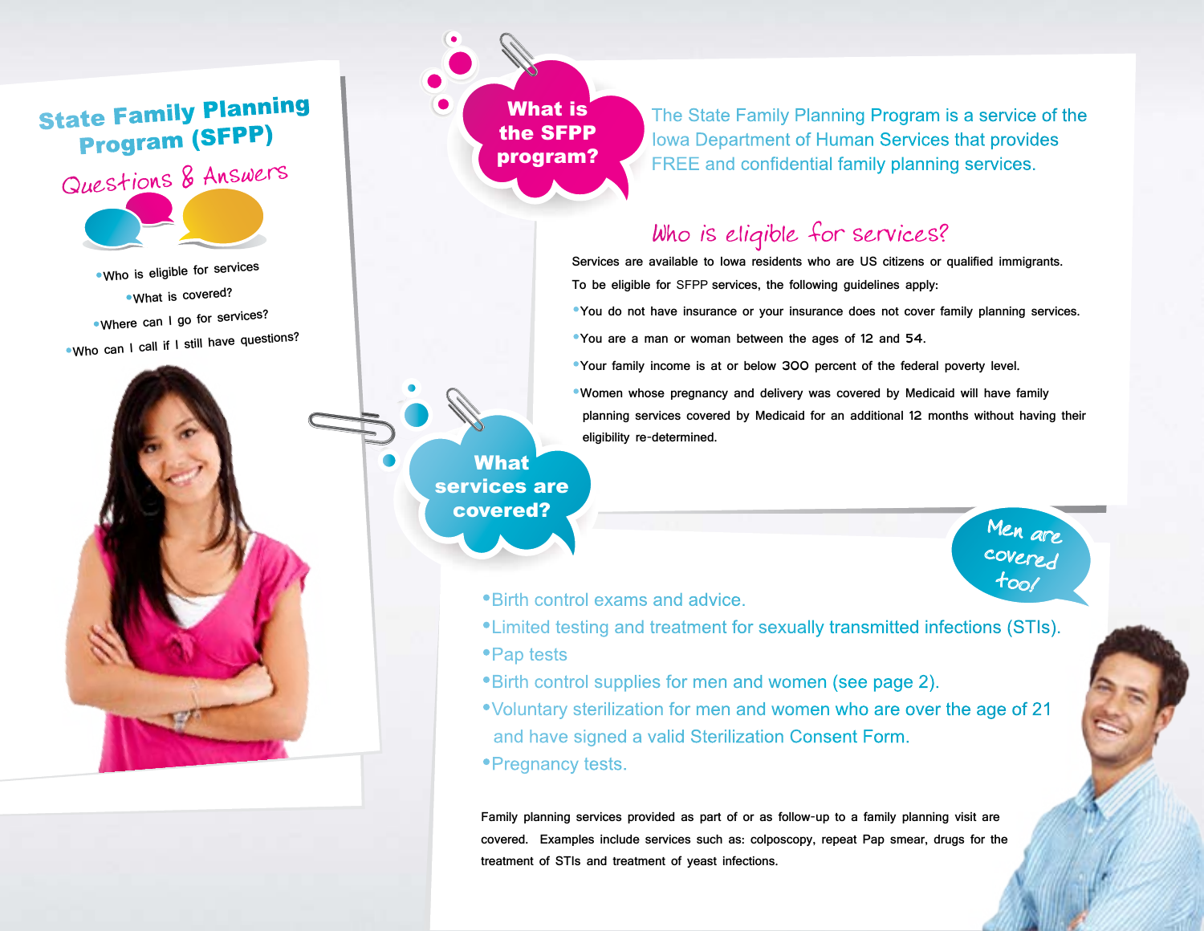# State Family Planning Program (SFPP)

## Questions & Answers

- Who is eligible for services
- What is covered?
- Where can I go for services?
- Who can I call if I still have questions?

## What is the SFPP program?

The State Family Planning Program is a service of the Iowa Department of Human Services that provides FREE and confidential family planning services.

## Who is eligible for services?

Services are available to Iowa residents who are US citizens or qualified immigrants.

To be eligible for SFPP services, the following guidelines apply:

- You do not have insurance or your insurance does not cover family planning services.
- You are a man or woman between the ages of 12 and 54.
- Your family income is at or below 300 percent of the federal poverty level.
- Women whose pregnancy and delivery was covered by Medicaid will have family planning services covered by Medicaid for an additional 12 months without having their eligibility re-determined.

## What services are covered?

Men are covered too!

- Birth control exams and advice.
- Limited testing and treatment for sexually transmitted infections (STIs).
- Pap tests
- Birth control supplies for men and women (see page 2).
- Voluntary sterilization for men and women who are over the age of 21 and have signed a valid Sterilization Consent Form.
- Pregnancy tests.

Family planning services provided as part of or as follow-up to a family planning visit are covered. Examples include services such as: colposcopy, repeat Pap smear, drugs for the treatment of STIs and treatment of yeast infections.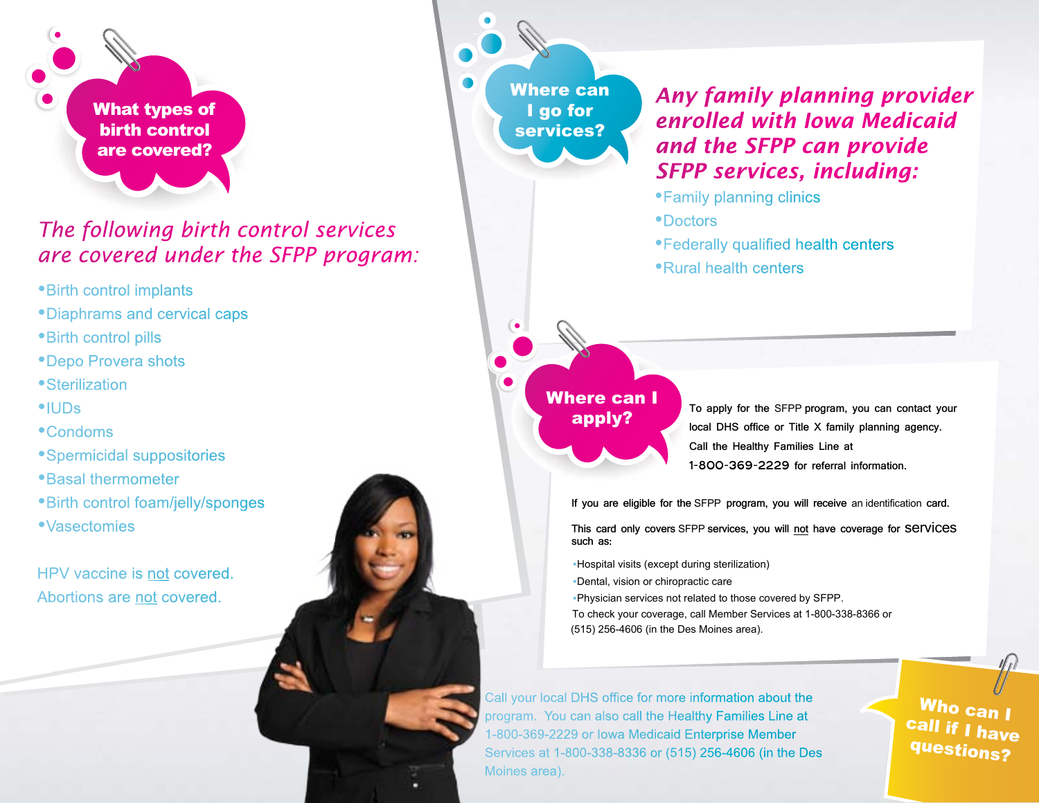## What types of birth control are covered?

*The following birth control services are covered under the SFPP program:*

- Birth control implants
- Diaphrams and cervical caps
- Birth control pills
- Depo Provera shots
- Sterilization
- IUDs
- Condoms
- Spermicidal suppositories
- Basal thermometer
- Birth control foam/jelly/sponges
- Vasectomies

HPV vaccine is not covered.
Abortions are not covered.

## Where can I go for services?

*Any family planning provider enrolled with Iowa Medicaid and the SFPP can provide SFPP services, including:*

- Family planning clinics
- Doctors
- Federally qualified health centers
- Rural health centers

## Where can I apply?

To apply for the SFPP program, you can contact your local DHS office or Title X family planning agency. Call the Healthy Families Line at 1-800-369-2229 for referral information.

If you are eligible for the SFPP program, you will receive an identification card.

This card only covers SFPP services, you will not have coverage for services such as:

- Hospital visits (except during sterilization)
- Dental, vision or chiropractic care
- Physician services not related to those covered by SFPP.

To check your coverage, call Member Services at 1-800-338-8366 or (515) 256-4606 (in the Des Moines area).

## Who can I call if I have questions?

Call your local DHS office for more information about the program. You can also call the Healthy Families Line at 1-800-369-2229 or Iowa Medicaid Enterprise Member Services at 1-800-338-8336 or (515) 256-4606 (in the Des Moines area).